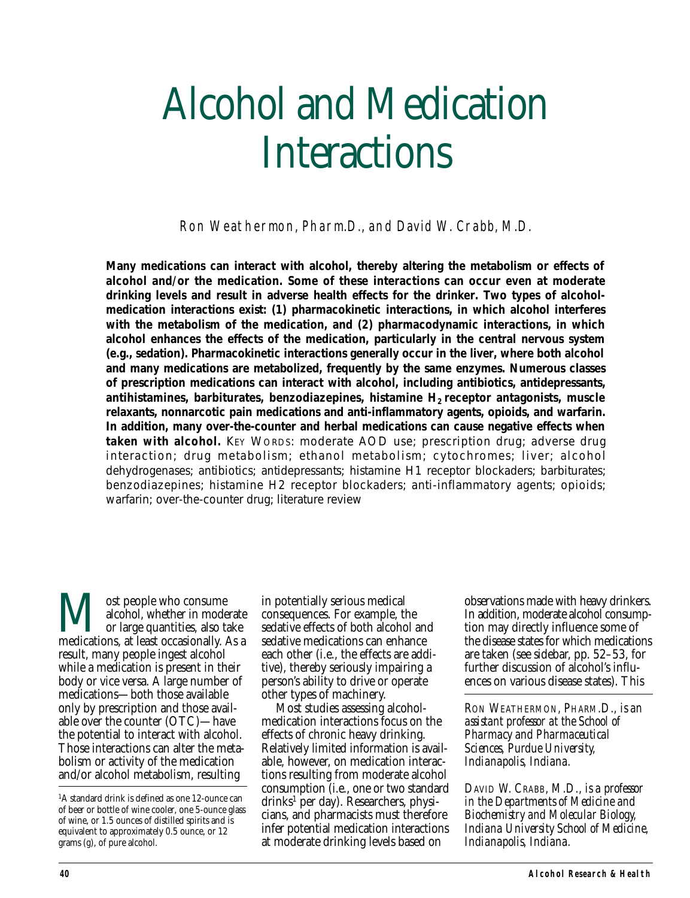# Alcohol and Medication Interactions

*Ron Weathermon, Pharm.D., and David W. Crabb, M.D.*

**Many medications can interact with alcohol, thereby altering the metabolism or effects of alcohol and/or the medication. Some of these interactions can occur even at moderate drinking levels and result in adverse health effects for the drinker. Two types of alcohol-medication interactions exist: (1) pharmacokinetic interactions, in which alcohol interferes with the metabolism of the medication, and (2) pharmacodynamic interactions, in which alcohol enhances the effects of the medication, particularly in the central nervous system (e.g., sedation). Pharmacokinetic interactions generally occur in the liver, where both alcohol and many medications are metabolized, frequently by the same enzymes. Numerous classes of prescription medications can interact with alcohol, including antibiotics, antidepressants, antihistamines, barbiturates, benzodiazepines, histamine $H_2$ receptor antagonists, muscle relaxants, nonnarcotic pain medications and anti-inflammatory agents, opioids, and warfarin. In addition, many over-the-counter and herbal medications can cause negative effects when taken with alcohol.** KEY WORDS: moderate AOD use; prescription drug; adverse drug interaction; drug metabolism; ethanol metabolism; cytochromes; liver; alcohol dehydrogenases; antibiotics; antidepressants; histamine H1 receptor blockaders; barbiturates; benzodiazepines; histamine H2 receptor blockaders; anti-inflammatory agents; opioids; warfarin; over-the-counter drug; literature review

Most people who consume alcohol, whether in moderate or large quantities, also take medications, at least occasionally. As a result, many people ingest alcohol while a medication is present in their body or vice versa. A large number of medications—both those available only by prescription and those available over the counter (OTC)—have the potential to interact with alcohol. Those interactions can alter the metabolism or activity of the medication and/or alcohol metabolism, resulting in potentially serious medical consequences. For example, the sedative effects of both alcohol and sedative medications can enhance each other (i.e., the effects are additive), thereby seriously impairing a person's ability to drive or operate other types of machinery.

Most studies assessing alcohol-medication interactions focus on the effects of chronic heavy drinking. Relatively limited information is available, however, on medication interactions resulting from moderate alcohol consumption (i.e., one or two standard drinks[1] per day). Researchers, physicians, and pharmacists must therefore infer potential medication interactions at moderate drinking levels based on observations made with heavy drinkers. In addition, moderate alcohol consumption may directly influence some of the disease states for which medications are taken (see sidebar, pp. 52–53, for further discussion of alcohol's influences on various disease states). This

RON WEATHERMON, PHARM.D., *is an assistant professor at the School of Pharmacy and Pharmaceutical Sciences, Purdue University, Indianapolis, Indiana.*

DAVID W. CRABB, M.D., *is a professor in the Departments of Medicine and Biochemistry and Molecular Biology, Indiana University School of Medicine, Indianapolis, Indiana.*

[1] A standard drink is defined as one 12-ounce can of beer or bottle of wine cooler, one 5-ounce glass of wine, or 1.5 ounces of distilled spirits and is equivalent to approximately 0.5 ounce, or 12 grams (g), of pure alcohol.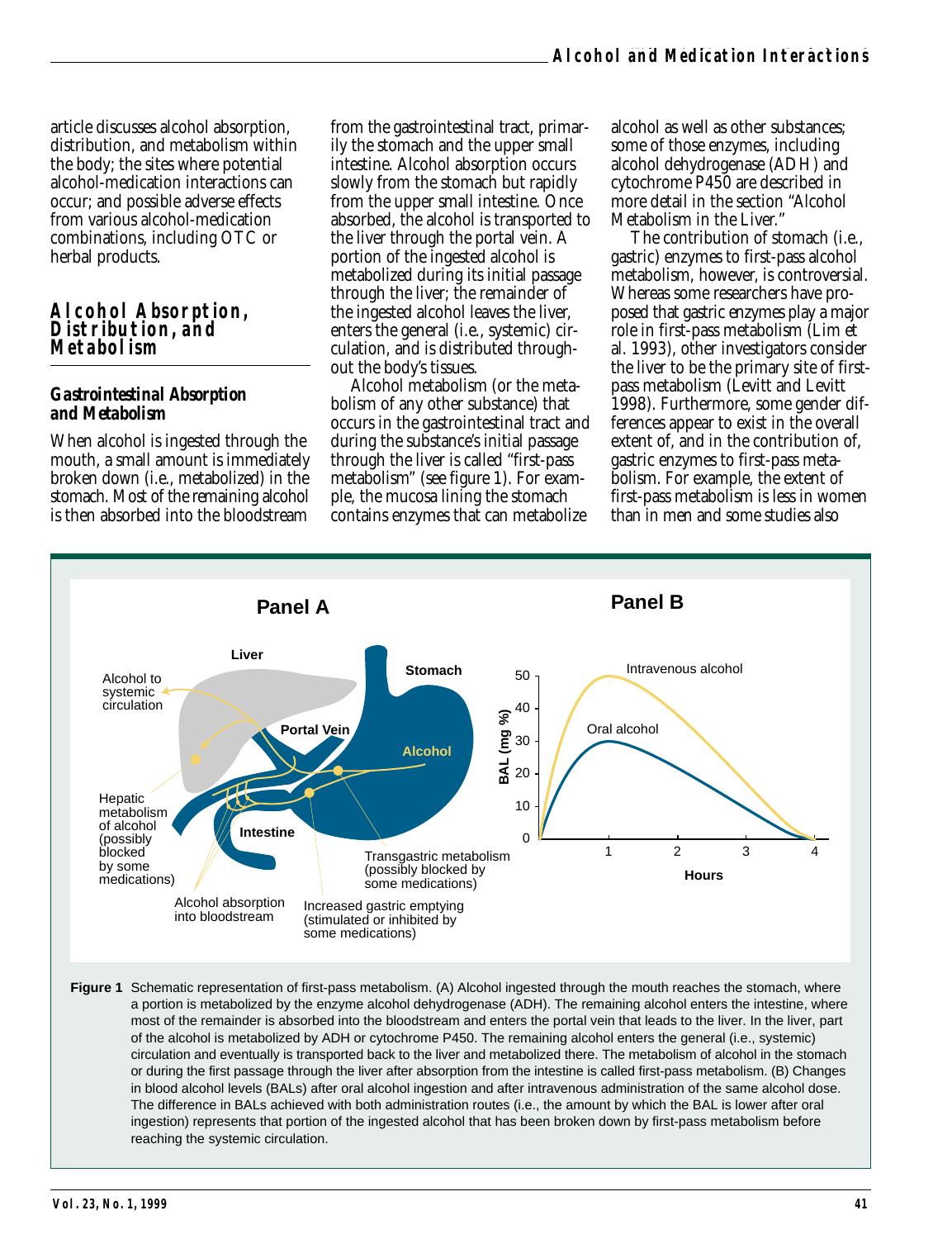article discusses alcohol absorption, distribution, and metabolism within the body; the sites where potential alcohol-medication interactions can occur; and possible adverse effects from various alcohol-medication combinations, including OTC or herbal products.

## Alcohol Absorption, Distribution, and Metabolism

### Gastrointestinal Absorption and Metabolism

When alcohol is ingested through the mouth, a small amount is immediately broken down (i.e., metabolized) in the stomach. Most of the remaining alcohol is then absorbed into the bloodstream from the gastrointestinal tract, primarily the stomach and the upper small intestine. Alcohol absorption occurs slowly from the stomach but rapidly from the upper small intestine. Once absorbed, the alcohol is transported to the liver through the portal vein. A portion of the ingested alcohol is metabolized during its initial passage through the liver; the remainder of the ingested alcohol leaves the liver, enters the general (i.e., systemic) circulation, and is distributed throughout the body's tissues.

Alcohol metabolism (or the metabolism of any other substance) that occurs in the gastrointestinal tract and during the substance's initial passage through the liver is called "first-pass metabolism" (see figure 1). For example, the mucosa lining the stomach contains enzymes that can metabolize alcohol as well as other substances; some of those enzymes, including alcohol dehydrogenase (ADH) and cytochrome P450 are described in more detail in the section "Alcohol Metabolism in the Liver."

The contribution of stomach (i.e., gastric) enzymes to first-pass alcohol metabolism, however, is controversial. Whereas some researchers have proposed that gastric enzymes play a major role in first-pass metabolism (Lim et al. 1993), other investigators consider the liver to be the primary site of first-pass metabolism (Levitt and Levitt 1998). Furthermore, some gender differences appear to exist in the overall extent of, and in the contribution of, gastric enzymes to first-pass metabolism. For example, the extent of first-pass metabolism is less in women than in men and some studies also

**Figure 1** Schematic representation of first-pass metabolism. (A) Alcohol ingested through the mouth reaches the stomach, where a portion is metabolized by the enzyme alcohol dehydrogenase (ADH). The remaining alcohol enters the intestine, where most of the remainder is absorbed into the bloodstream and enters the portal vein that leads to the liver. In the liver, part of the alcohol is metabolized by ADH or cytochrome P450. The remaining alcohol enters the general (i.e., systemic) circulation and eventually is transported back to the liver and metabolized there. The metabolism of alcohol in the stomach or during the first passage through the liver after absorption from the intestine is called first-pass metabolism. (B) Changes in blood alcohol levels (BALs) after oral alcohol ingestion and after intravenous administration of the same alcohol dose. The difference in BALs achieved with both administration routes (i.e., the amount by which the BAL is lower after oral ingestion) represents that portion of the ingested alcohol that has been broken down by first-pass metabolism before reaching the systemic circulation.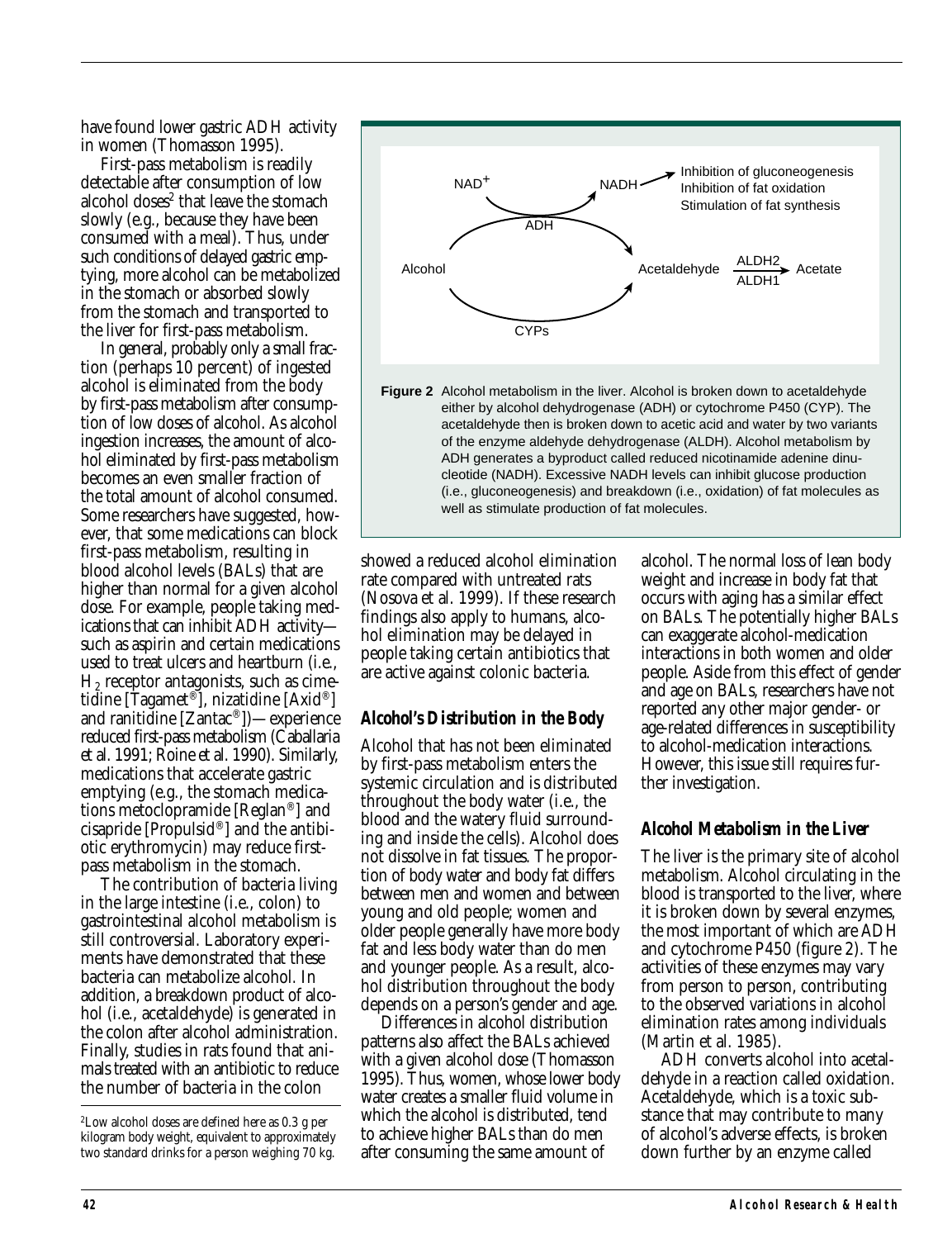have found lower gastric ADH activity in women (Thomasson 1995).

First-pass metabolism is readily detectable after consumption of low alcohol doses[2] that leave the stomach slowly (e.g., because they have been consumed with a meal). Thus, under such conditions of delayed gastric emptying, more alcohol can be metabolized in the stomach or absorbed slowly from the stomach and transported to the liver for first-pass metabolism.

In general, probably only a small fraction (perhaps 10 percent) of ingested alcohol is eliminated from the body by first-pass metabolism after consumption of low doses of alcohol. As alcohol ingestion increases, the amount of alcohol eliminated by first-pass metabolism becomes an even smaller fraction of the total amount of alcohol consumed. Some researchers have suggested, however, that some medications can block first-pass metabolism, resulting in blood alcohol levels (BALs) that are higher than normal for a given alcohol dose. For example, people taking medications that can inhibit ADH activity—such as aspirin and certain medications used to treat ulcers and heartburn (i.e., $H_2$ receptor antagonists, such as cimetidine [Tagamet®], nizatidine [Axid®] and ranitidine [Zantac®])—experience reduced first-pass metabolism (Caballaria et al. 1991; Roine et al. 1990). Similarly, medications that accelerate gastric emptying (e.g., the stomach medications metoclopramide [Reglan®] and cisapride [Propulsid®] and the antibiotic erythromycin) may reduce first-pass metabolism in the stomach.

The contribution of bacteria living in the large intestine (i.e., colon) to gastrointestinal alcohol metabolism is still controversial. Laboratory experiments have demonstrated that these bacteria can metabolize alcohol. In addition, a breakdown product of alcohol (i.e., acetaldehyde) is generated in the colon after alcohol administration. Finally, studies in rats found that animals treated with an antibiotic to reduce the number of bacteria in the colon showed a reduced alcohol elimination rate compared with untreated rats (Nosova et al. 1999). If these research findings also apply to humans, alcohol elimination may be delayed in people taking certain antibiotics that are active against colonic bacteria.

[2]Low alcohol doses are defined here as 0.3 g per kilogram body weight, equivalent to approximately two standard drinks for a person weighing 70 kg.

**Figure 2** Alcohol metabolism in the liver. Alcohol is broken down to acetaldehyde either by alcohol dehydrogenase (ADH) or cytochrome P450 (CYP). The acetaldehyde then is broken down to acetic acid and water by two variants of the enzyme aldehyde dehydrogenase (ALDH). Alcohol metabolism by ADH generates a byproduct called reduced nicotinamide adenine dinucleotide (NADH). Excessive NADH levels can inhibit glucose production (i.e., gluconeogenesis) and breakdown (i.e., oxidation) of fat molecules as well as stimulate production of fat molecules.

## *Alcohol's Distribution in the Body*

Alcohol that has not been eliminated by first-pass metabolism enters the systemic circulation and is distributed throughout the body water (i.e., the blood and the watery fluid surrounding and inside the cells). Alcohol does not dissolve in fat tissues. The proportion of body water and body fat differs between men and women and between young and old people; women and older people generally have more body fat and less body water than do men and younger people. As a result, alcohol distribution throughout the body depends on a person's gender and age.

Differences in alcohol distribution patterns also affect the BALs achieved with a given alcohol dose (Thomasson 1995). Thus, women, whose lower body water creates a smaller fluid volume in which the alcohol is distributed, tend to achieve higher BALs than do men after consuming the same amount of alcohol. The normal loss of lean body weight and increase in body fat that occurs with aging has a similar effect on BALs. The potentially higher BALs can exaggerate alcohol-medication interactions in both women and older people. Aside from this effect of gender and age on BALs, researchers have not reported any other major gender- or age-related differences in susceptibility to alcohol-medication interactions. However, this issue still requires further investigation.

## *Alcohol Metabolism in the Liver*

The liver is the primary site of alcohol metabolism. Alcohol circulating in the blood is transported to the liver, where it is broken down by several enzymes, the most important of which are ADH and cytochrome P450 (figure 2). The activities of these enzymes may vary from person to person, contributing to the observed variations in alcohol elimination rates among individuals (Martin et al. 1985).

ADH converts alcohol into acetaldehyde in a reaction called oxidation. Acetaldehyde, which is a toxic substance that may contribute to many of alcohol's adverse effects, is broken down further by an enzyme called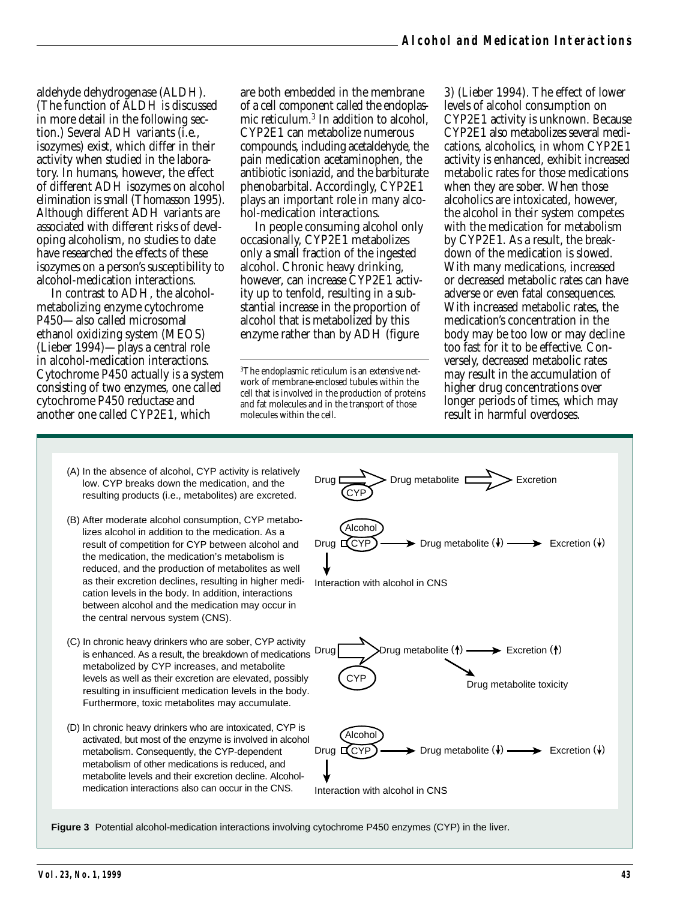aldehyde dehydrogenase (ALDH). (The function of ALDH is discussed in more detail in the following section.) Several ADH variants (i.e., isozymes) exist, which differ in their activity when studied in the laboratory. In humans, however, the effect of different ADH isozymes on alcohol elimination is small (Thomasson 1995). Although different ADH variants are associated with different risks of developing alcoholism, no studies to date have researched the effects of these isozymes on a person's susceptibility to alcohol-medication interactions.

In contrast to ADH, the alcohol-metabolizing enzyme cytochrome P450—also called microsomal ethanol oxidizing system (MEOS) (Lieber 1994)—plays a central role in alcohol-medication interactions. Cytochrome P450 actually is a system consisting of two enzymes, one called cytochrome P450 reductase and another one called CYP2E1, which are both embedded in the membrane of a cell component called the endoplasmic reticulum.[3] In addition to alcohol, CYP2E1 can metabolize numerous compounds, including acetaldehyde, the pain medication acetaminophen, the antibiotic isoniazid, and the barbiturate phenobarbital. Accordingly, CYP2E1 plays an important role in many alcohol-medication interactions.

In people consuming alcohol only occasionally, CYP2E1 metabolizes only a small fraction of the ingested alcohol. Chronic heavy drinking, however, can increase CYP2E1 activity up to tenfold, resulting in a substantial increase in the proportion of alcohol that is metabolized by this enzyme rather than by ADH (figure 3) (Lieber 1994). The effect of lower levels of alcohol consumption on CYP2E1 activity is unknown. Because CYP2E1 also metabolizes several medications, alcoholics, in whom CYP2E1 activity is enhanced, exhibit increased metabolic rates for those medications when they are sober. When those alcoholics are intoxicated, however, the alcohol in their system competes with the medication for metabolism by CYP2E1. As a result, the breakdown of the medication is slowed. With many medications, increased or decreased metabolic rates can have adverse or even fatal consequences. With increased metabolic rates, the medication's concentration in the body may be too low or may decline too fast for it to be effective. Conversely, decreased metabolic rates may result in the accumulation of higher drug concentrations over longer periods of times, which may result in harmful overdoses.

[3] The endoplasmic reticulum is an extensive network of membrane-enclosed tubules within the cell that is involved in the production of proteins and fat molecules and in the transport of those molecules within the cell.

(A) In the absence of alcohol, CYP activity is relatively low. CYP breaks down the medication, and the resulting products (i.e., metabolites) are excreted.

Drug → (CYP) → Drug metabolite → Excretion

(B) After moderate alcohol consumption, CYP metabolizes alcohol in addition to the medication. As a result of competition for CYP between alcohol and the medication, the medication's metabolism is reduced, and the production of metabolites as well as their excretion declines, resulting in higher medication levels in the body. In addition, interactions between alcohol and the medication may occur in the central nervous system (CNS).

Drug (CYP, Alcohol) → Drug metabolite (↓) → Excretion (↓); Interaction with alcohol in CNS

(C) In chronic heavy drinkers who are sober, CYP activity is enhanced. As a result, the breakdown of medications metabolized by CYP increases, and metabolite levels as well as their excretion are elevated, possibly resulting in insufficient medication levels in the body. Furthermore, toxic metabolites may accumulate.

Drug → (CYP) → Drug metabolite (↑) → Excretion (↑); Drug metabolite toxicity

(D) In chronic heavy drinkers who are intoxicated, CYP is activated, but most of the enzyme is involved in alcohol metabolism. Consequently, the CYP-dependent metabolism of other medications is reduced, and metabolite levels and their excretion decline. Alcohol-medication interactions also can occur in the CNS.

Drug (CYP, Alcohol) → Drug metabolite (↓) → Excretion (↓); Interaction with alcohol in CNS

**Figure 3** Potential alcohol-medication interactions involving cytochrome P450 enzymes (CYP) in the liver.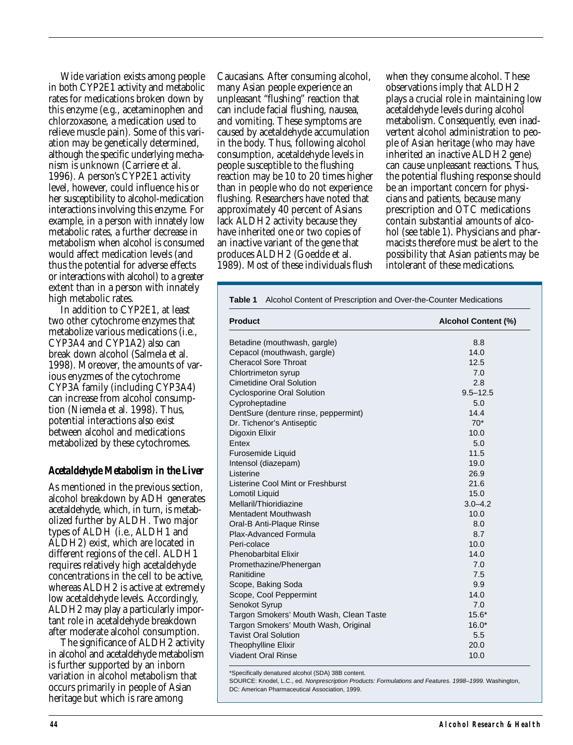Wide variation exists among people in both CYP2E1 activity and metabolic rates for medications broken down by this enzyme (e.g., acetaminophen and chlorzoxasone, a medication used to relieve muscle pain). Some of this variation may be genetically determined, although the specific underlying mechanism is unknown (Carriere et al. 1996). A person's CYP2E1 activity level, however, could influence his or her susceptibility to alcohol-medication interactions involving this enzyme. For example, in a person with innately low metabolic rates, a further decrease in metabolism when alcohol is consumed would affect medication levels (and thus the potential for adverse effects or interactions with alcohol) to a greater extent than in a person with innately high metabolic rates.

In addition to CYP2E1, at least two other cytochrome enzymes that metabolize various medications (i.e., CYP3A4 and CYP1A2) also can break down alcohol (Salmela et al. 1998). Moreover, the amounts of various enyzmes of the cytochrome CYP3A family (including CYP3A4) can increase from alcohol consumption (Niemela et al. 1998). Thus, potential interactions also exist between alcohol and medications metabolized by these cytochromes.

### Acetaldehyde Metabolism in the Liver

As mentioned in the previous section, alcohol breakdown by ADH generates acetaldehyde, which, in turn, is metabolized further by ALDH. Two major types of ALDH (i.e., ALDH1 and ALDH2) exist, which are located in different regions of the cell. ALDH1 requires relatively high acetaldehyde concentrations in the cell to be active, whereas ALDH2 is active at extremely low acetaldehyde levels. Accordingly, ALDH2 may play a particularly important role in acetaldehyde breakdown after moderate alcohol consumption.

The significance of ALDH2 activity in alcohol and acetaldehyde metabolism is further supported by an inborn variation in alcohol metabolism that occurs primarily in people of Asian heritage but which is rare among Caucasians. After consuming alcohol, many Asian people experience an unpleasant "flushing" reaction that can include facial flushing, nausea, and vomiting. These symptoms are caused by acetaldehyde accumulation in the body. Thus, following alcohol consumption, acetaldehyde levels in people susceptible to the flushing reaction may be 10 to 20 times higher than in people who do not experience flushing. Researchers have noted that approximately 40 percent of Asians lack ALDH2 activity because they have inherited one or two copies of an inactive variant of the gene that produces ALDH2 (Goedde et al. 1989). Most of these individuals flush when they consume alcohol. These observations imply that ALDH2 plays a crucial role in maintaining low acetaldehyde levels during alcohol metabolism. Consequently, even inadvertent alcohol administration to people of Asian heritage (who may have inherited an inactive ALDH2 gene) can cause unpleasant reactions. Thus, the potential flushing response should be an important concern for physicians and patients, because many prescription and OTC medications contain substantial amounts of alcohol (see table 1). Physicians and pharmacists therefore must be alert to the possibility that Asian patients may be intolerant of these medications.

**Table 1** Alcohol Content of Prescription and Over-the-Counter Medications

| Product | Alcohol Content (%) |
|---|---|
| Betadine (mouthwash, gargle) | 8.8 |
| Cepacol (mouthwash, gargle) | 14.0 |
| Cheracol Sore Throat | 12.5 |
| Chlortrimeton syrup | 7.0 |
| Cimetidine Oral Solution | 2.8 |
| Cyclosporine Oral Solution | 9.5–12.5 |
| Cyproheptadine | 5.0 |
| DentSure (denture rinse, peppermint) | 14.4 |
| Dr. Tichenor's Antiseptic | 70* |
| Digoxin Elixir | 10.0 |
| Entex | 5.0 |
| Furosemide Liquid | 11.5 |
| Intensol (diazepam) | 19.0 |
| Listerine | 26.9 |
| Listerine Cool Mint or Freshburst | 21.6 |
| Lomotil Liquid | 15.0 |
| Mellaril/Thioridiazine | 3.0–4.2 |
| Mentadent Mouthwash | 10.0 |
| Oral-B Anti-Plaque Rinse | 8.0 |
| Plax-Advanced Formula | 8.7 |
| Peri-colace | 10.0 |
| Phenobarbital Elixir | 14.0 |
| Promethazine/Phenergan | 7.0 |
| Ranitidine | 7.5 |
| Scope, Baking Soda | 9.9 |
| Scope, Cool Peppermint | 14.0 |
| Senokot Syrup | 7.0 |
| Targon Smokers' Mouth Wash, Clean Taste | 15.6* |
| Targon Smokers' Mouth Wash, Original | 16.0* |
| Tavist Oral Solution | 5.5 |
| Theophylline Elixir | 20.0 |
| Viadent Oral Rinse | 10.0 |

*Specifically denatured alcohol (SDA) 38B content.

SOURCE: Knodel, L.C., ed. *Nonprescription Products: Formulations and Features. 1998–1999.* Washington, DC: American Pharmaceutical Association, 1999.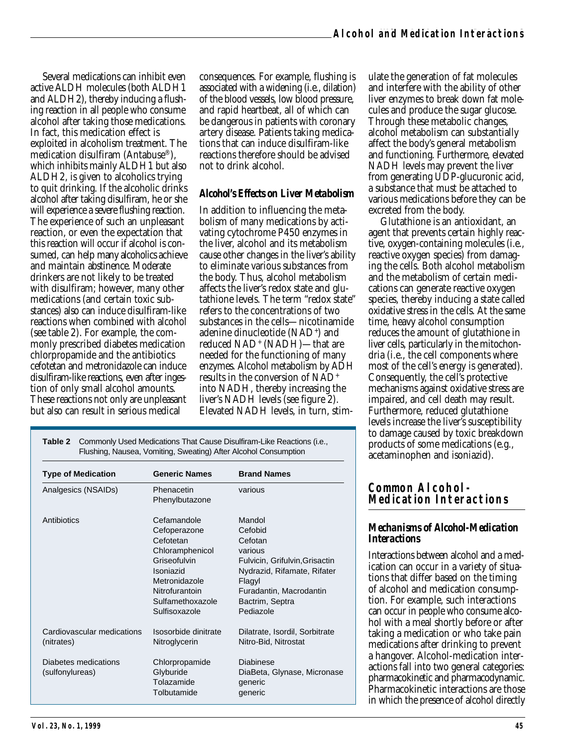Several medications can inhibit even active ALDH molecules (both ALDH1 and ALDH2), thereby inducing a flushing reaction in all people who consume alcohol after taking those medications. In fact, this medication effect is exploited in alcoholism treatment. The medication disulfiram (Antabuse®), which inhibits mainly ALDH1 but also ALDH2, is given to alcoholics trying to quit drinking. If the alcoholic drinks alcohol after taking disulfiram, he or she will experience a severe flushing reaction. The experience of such an unpleasant reaction, or even the expectation that this reaction will occur if alcohol is consumed, can help many alcoholics achieve and maintain abstinence. Moderate drinkers are not likely to be treated with disulfiram; however, many other medications (and certain toxic substances) also can induce disulfiram-like reactions when combined with alcohol (see table 2). For example, the commonly prescribed diabetes medication chlorpropamide and the antibiotics cefotetan and metronidazole can induce disulfiram-like reactions, even after ingestion of only small alcohol amounts. These reactions not only are unpleasant but also can result in serious medical consequences. For example, flushing is associated with a widening (i.e., dilation) of the blood vessels, low blood pressure, and rapid heartbeat, all of which can be dangerous in patients with coronary artery disease. Patients taking medications that can induce disulfiram-like reactions therefore should be advised not to drink alcohol.

### Alcohol's Effects on Liver Metabolism

In addition to influencing the metabolism of many medications by activating cytochrome P450 enzymes in the liver, alcohol and its metabolism cause other changes in the liver's ability to eliminate various substances from the body. Thus, alcohol metabolism affects the liver's redox state and glutathione levels. The term "redox state" refers to the concentrations of two substances in the cells—nicotinamide adenine dinucleotide ($NAD^+$) and reduced $NAD^+$ (NADH)—that are needed for the functioning of many enzymes. Alcohol metabolism by ADH results in the conversion of $NAD^+$ into NADH, thereby increasing the liver's NADH levels (see figure 2). Elevated NADH levels, in turn, stimulate the generation of fat molecules and interfere with the ability of other liver enzymes to break down fat molecules and produce the sugar glucose. Through these metabolic changes, alcohol metabolism can substantially affect the body's general metabolism and functioning. Furthermore, elevated NADH levels may prevent the liver from generating UDP-glucuronic acid, a substance that must be attached to various medications before they can be excreted from the body.

Glutathione is an antioxidant, an agent that prevents certain highly reactive, oxygen-containing molecules (i.e., reactive oxygen species) from damaging the cells. Both alcohol metabolism and the metabolism of certain medications can generate reactive oxygen species, thereby inducing a state called oxidative stress in the cells. At the same time, heavy alcohol consumption reduces the amount of glutathione in liver cells, particularly in the mitochondria (i.e., the cell components where most of the cell's energy is generated). Consequently, the cell's protective mechanisms against oxidative stress are impaired, and cell death may result. Furthermore, reduced glutathione levels increase the liver's susceptibility to damage caused by toxic breakdown products of some medications (e.g., acetaminophen and isoniazid).

**Table 2** Commonly Used Medications That Cause Disulfiram-Like Reactions (i.e., Flushing, Nausea, Vomiting, Sweating) After Alcohol Consumption

| Type of Medication | Generic Names | Brand Names |
|---|---|---|
| Analgesics (NSAIDs) | Phenacetin | various |
| | Phenylbutazone | |
| Antibiotics | Cefamandole | Mandol |
| | Cefoperazone | Cefobid |
| | Cefotetan | Cefotan |
| | Chloramphenicol | various |
| | Griseofulvin | Fulvicin, Grifulvin, Grisactin |
| | Isoniazid | Nydrazid, Rifamate, Rifater |
| | Metronidazole | Flagyl |
| | Nitrofurantoin | Furadantin, Macrodantin |
| | Sulfamethoxazole | Bactrim, Septra |
| | Sulfisoxazole | Pediazole |
| Cardiovascular medications (nitrates) | Isosorbide dinitrate | Dilatrate, Isordil, Sorbitrate |
| | Nitroglycerin | Nitro-Bid, Nitrostat |
| Diabetes medications (sulfonylureas) | Chlorpropamide | Diabinese |
| | Glyburide | DiaBeta, Glynase, Micronase |
| | Tolazamide | generic |
| | Tolbutamide | generic |

## Common Alcohol-Medication Interactions

### Mechanisms of Alcohol-Medication Interactions

Interactions between alcohol and a medication can occur in a variety of situations that differ based on the timing of alcohol and medication consumption. For example, such interactions can occur in people who consume alcohol with a meal shortly before or after taking a medication or who take pain medications after drinking to prevent a hangover. Alcohol-medication interactions fall into two general categories: pharmacokinetic and pharmacodynamic. Pharmacokinetic interactions are those in which the presence of alcohol directly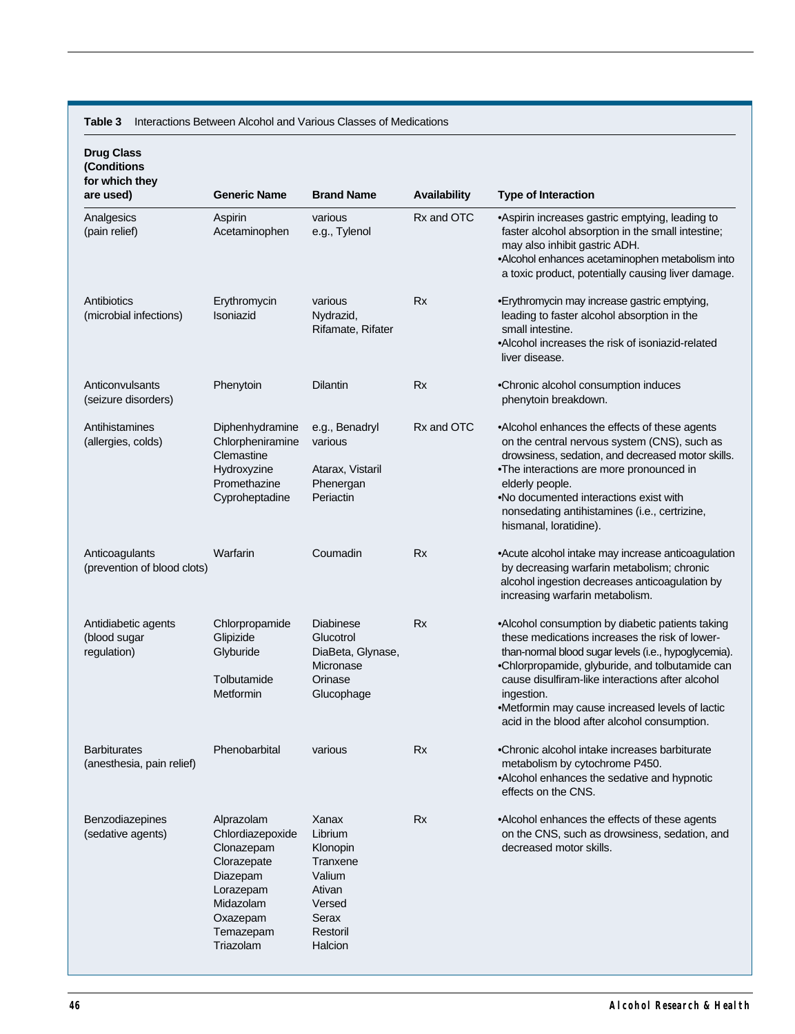**Table 3** Interactions Between Alcohol and Various Classes of Medications

| Drug Class (Conditions for which they are used) | Generic Name | Brand Name | Availability | Type of Interaction |
|---|---|---|---|---|
| Analgesics (pain relief) | Aspirin<br>Acetaminophen | various<br>e.g., Tylenol | Rx and OTC | •Aspirin increases gastric emptying, leading to faster alcohol absorption in the small intestine; may also inhibit gastric ADH.<br>•Alcohol enhances acetaminophen metabolism into a toxic product, potentially causing liver damage. |
| Antibiotics (microbial infections) | Erythromycin<br>Isoniazid | various<br>Nydrazid, Rifamate, Rifater | Rx | •Erythromycin may increase gastric emptying, leading to faster alcohol absorption in the small intestine.<br>•Alcohol increases the risk of isoniazid-related liver disease. |
| Anticonvulsants (seizure disorders) | Phenytoin | Dilantin | Rx | •Chronic alcohol consumption induces phenytoin breakdown. |
| Antihistamines (allergies, colds) | Diphenhydramine<br>Chlorpheniramine<br>Clemastine<br>Hydroxyzine<br>Promethazine<br>Cyproheptadine | e.g., Benadryl<br>various<br><br>Atarax, Vistaril<br>Phenergan<br>Periactin | Rx and OTC | •Alcohol enhances the effects of these agents on the central nervous system (CNS), such as drowsiness, sedation, and decreased motor skills.<br>•The interactions are more pronounced in elderly people.<br>•No documented interactions exist with nonsedating antihistamines (i.e., certrizine, hismanal, loratidine). |
| Anticoagulants (prevention of blood clots) | Warfarin | Coumadin | Rx | •Acute alcohol intake may increase anticoagulation by decreasing warfarin metabolism; chronic alcohol ingestion decreases anticoagulation by increasing warfarin metabolism. |
| Antidiabetic agents (blood sugar regulation) | Chlorpropamide<br>Glipizide<br>Glyburide<br><br>Tolbutamide<br>Metformin | Diabinese<br>Glucotrol<br>DiaBeta, Glynase, Micronase<br>Orinase<br>Glucophage | Rx | •Alcohol consumption by diabetic patients taking these medications increases the risk of lower-than-normal blood sugar levels (i.e., hypoglycemia).<br>•Chlorpropamide, glyburide, and tolbutamide can cause disulfiram-like interactions after alcohol ingestion.<br>•Metformin may cause increased levels of lactic acid in the blood after alcohol consumption. |
| Barbiturates (anesthesia, pain relief) | Phenobarbital | various | Rx | •Chronic alcohol intake increases barbiturate metabolism by cytochrome P450.<br>•Alcohol enhances the sedative and hypnotic effects on the CNS. |
| Benzodiazepines (sedative agents) | Alprazolam<br>Chlordiazepoxide<br>Clonazepam<br>Clorazepate<br>Diazepam<br>Lorazepam<br>Midazolam<br>Oxazepam<br>Temazepam<br>Triazolam | Xanax<br>Librium<br>Klonopin<br>Tranxene<br>Valium<br>Ativan<br>Versed<br>Serax<br>Restoril<br>Halcion | Rx | •Alcohol enhances the effects of these agents on the CNS, such as drowsiness, sedation, and decreased motor skills. |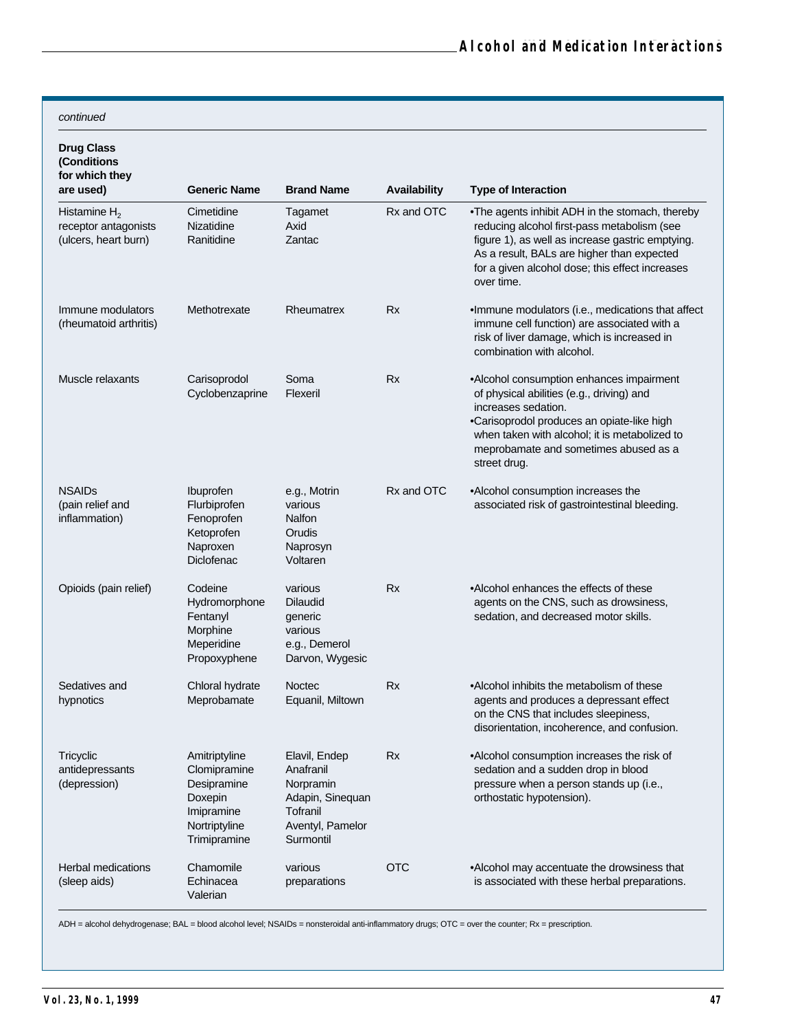*continued*

| Drug Class (Conditions for which they are used) | Generic Name | Brand Name | Availability | Type of Interaction |
|---|---|---|---|---|
| Histamine $H_2$ receptor antagonists (ulcers, heart burn) | Cimetidine<br>Nizatidine<br>Ranitidine | Tagamet<br>Axid<br>Zantac | Rx and OTC | •The agents inhibit ADH in the stomach, thereby reducing alcohol first-pass metabolism (see figure 1), as well as increase gastric emptying. As a result, BALs are higher than expected for a given alcohol dose; this effect increases over time. |
| Immune modulators (rheumatoid arthritis) | Methotrexate | Rheumatrex | Rx | •Immune modulators (i.e., medications that affect immune cell function) are associated with a risk of liver damage, which is increased in combination with alcohol. |
| Muscle relaxants | Carisoprodol<br>Cyclobenzaprine | Soma<br>Flexeril | Rx | •Alcohol consumption enhances impairment of physical abilities (e.g., driving) and increases sedation.<br>•Carisoprodol produces an opiate-like high when taken with alcohol; it is metabolized to meprobamate and sometimes abused as a street drug. |
| NSAIDs (pain relief and inflammation) | Ibuprofen<br>Flurbiprofen<br>Fenoprofen<br>Ketoprofen<br>Naproxen<br>Diclofenac | e.g., Motrin<br>various<br>Nalfon<br>Orudis<br>Naprosyn<br>Voltaren | Rx and OTC | •Alcohol consumption increases the associated risk of gastrointestinal bleeding. |
| Opioids (pain relief) | Codeine<br>Hydromorphone<br>Fentanyl<br>Morphine<br>Meperidine<br>Propoxyphene | various<br>Dilaudid<br>generic<br>various<br>e.g., Demerol<br>Darvon, Wygesic | Rx | •Alcohol enhances the effects of these agents on the CNS, such as drowsiness, sedation, and decreased motor skills. |
| Sedatives and hypnotics | Chloral hydrate<br>Meprobamate | Noctec<br>Equanil, Miltown | Rx | •Alcohol inhibits the metabolism of these agents and produces a depressant effect on the CNS that includes sleepiness, disorientation, incoherence, and confusion. |
| Tricyclic antidepressants (depression) | Amitriptyline<br>Clomipramine<br>Desipramine<br>Doxepin<br>Imipramine<br>Nortriptyline<br>Trimipramine | Elavil, Endep<br>Anafranil<br>Norpramin<br>Adapin, Sinequan<br>Tofranil<br>Aventyl, Pamelor<br>Surmontil | Rx | •Alcohol consumption increases the risk of sedation and a sudden drop in blood pressure when a person stands up (i.e., orthostatic hypotension). |
| Herbal medications (sleep aids) | Chamomile<br>Echinacea<br>Valerian | various preparations | OTC | •Alcohol may accentuate the drowsiness that is associated with these herbal preparations. |

ADH = alcohol dehydrogenase; BAL = blood alcohol level; NSAIDs = nonsteroidal anti-inflammatory drugs; OTC = over the counter; Rx = prescription.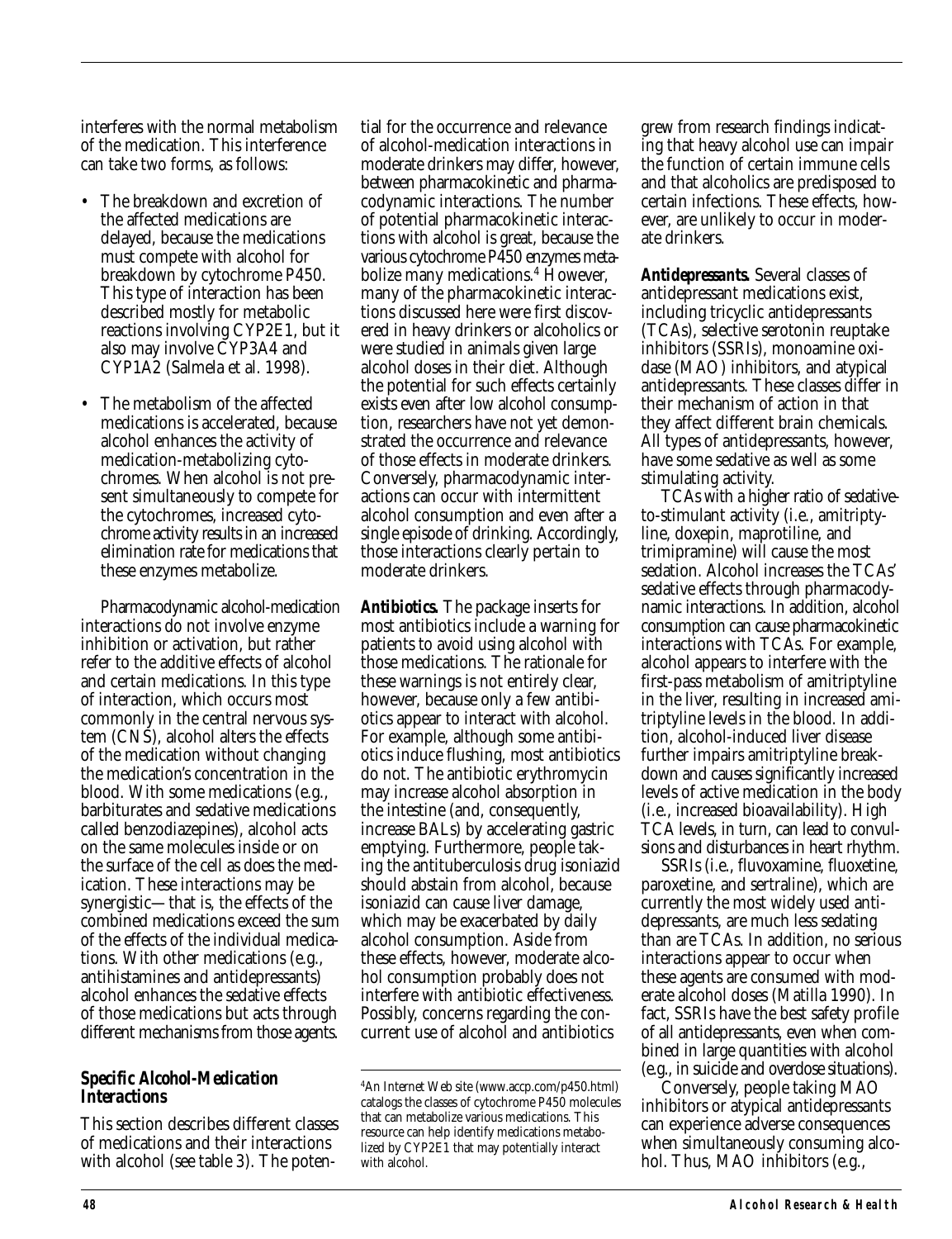interferes with the normal metabolism of the medication. This interference can take two forms, as follows:

- The breakdown and excretion of the affected medications are delayed, because the medications must compete with alcohol for breakdown by cytochrome P450. This type of interaction has been described mostly for metabolic reactions involving CYP2E1, but it also may involve CYP3A4 and CYP1A2 (Salmela et al. 1998).
- The metabolism of the affected medications is accelerated, because alcohol enhances the activity of medication-metabolizing cytochromes. When alcohol is not present simultaneously to compete for the cytochromes, increased cytochrome activity results in an increased elimination rate for medications that these enzymes metabolize.

Pharmacodynamic alcohol-medication interactions do not involve enzyme inhibition or activation, but rather refer to the additive effects of alcohol and certain medications. In this type of interaction, which occurs most commonly in the central nervous system (CNS), alcohol alters the effects of the medication without changing the medication's concentration in the blood. With some medications (e.g., barbiturates and sedative medications called benzodiazepines), alcohol acts on the same molecules inside or on the surface of the cell as does the medication. These interactions may be synergistic—that is, the effects of the combined medications exceed the sum of the effects of the individual medications. With other medications (e.g., antihistamines and antidepressants) alcohol enhances the sedative effects of those medications but acts through different mechanisms from those agents.

### Specific Alcohol-Medication Interactions

This section describes different classes of medications and their interactions with alcohol (see table 3). The potential for the occurrence and relevance of alcohol-medication interactions in moderate drinkers may differ, however, between pharmacokinetic and pharmacodynamic interactions. The number of potential pharmacokinetic interactions with alcohol is great, because the various cytochrome P450 enzymes metabolize many medications.[4] However, many of the pharmacokinetic interactions discussed here were first discovered in heavy drinkers or alcoholics or were studied in animals given large alcohol doses in their diet. Although the potential for such effects certainly exists even after low alcohol consumption, researchers have not yet demonstrated the occurrence and relevance of those effects in moderate drinkers. Conversely, pharmacodynamic interactions can occur with intermittent alcohol consumption and even after a single episode of drinking. Accordingly, those interactions clearly pertain to moderate drinkers.

***Antibiotics.*** The package inserts for most antibiotics include a warning for patients to avoid using alcohol with those medications. The rationale for these warnings is not entirely clear, however, because only a few antibiotics appear to interact with alcohol. For example, although some antibiotics induce flushing, most antibiotics do not. The antibiotic erythromycin may increase alcohol absorption in the intestine (and, consequently, increase BALs) by accelerating gastric emptying. Furthermore, people taking the antituberculosis drug isoniazid should abstain from alcohol, because isoniazid can cause liver damage, which may be exacerbated by daily alcohol consumption. Aside from these effects, however, moderate alcohol consumption probably does not interfere with antibiotic effectiveness. Possibly, concerns regarding the concurrent use of alcohol and antibiotics grew from research findings indicating that heavy alcohol use can impair the function of certain immune cells and that alcoholics are predisposed to certain infections. These effects, however, are unlikely to occur in moderate drinkers.

***Antidepressants.*** Several classes of antidepressant medications exist, including tricyclic antidepressants (TCAs), selective serotonin reuptake inhibitors (SSRIs), monoamine oxidase (MAO) inhibitors, and atypical antidepressants. These classes differ in their mechanism of action in that they affect different brain chemicals. All types of antidepressants, however, have some sedative as well as some stimulating activity.

TCAs with a higher ratio of sedative-to-stimulant activity (i.e., amitriptyline, doxepin, maprotiline, and trimipramine) will cause the most sedation. Alcohol increases the TCAs' sedative effects through pharmacodynamic interactions. In addition, alcohol consumption can cause pharmacokinetic interactions with TCAs. For example, alcohol appears to interfere with the first-pass metabolism of amitriptyline in the liver, resulting in increased amitriptyline levels in the blood. In addition, alcohol-induced liver disease further impairs amitriptyline breakdown and causes significantly increased levels of active medication in the body (i.e., increased bioavailability). High TCA levels, in turn, can lead to convulsions and disturbances in heart rhythm.

SSRIs (i.e., fluvoxamine, fluoxetine, paroxetine, and sertraline), which are currently the most widely used antidepressants, are much less sedating than are TCAs. In addition, no serious interactions appear to occur when these agents are consumed with moderate alcohol doses (Matilla 1990). In fact, SSRIs have the best safety profile of all antidepressants, even when combined in large quantities with alcohol (e.g., in suicide and overdose situations).

Conversely, people taking MAO inhibitors or atypical antidepressants can experience adverse consequences when simultaneously consuming alcohol. Thus, MAO inhibitors (e.g.,

[4] An Internet Web site (www.accp.com/p450.html) catalogs the classes of cytochrome P450 molecules that can metabolize various medications. This resource can help identify medications metabolized by CYP2E1 that may potentially interact with alcohol.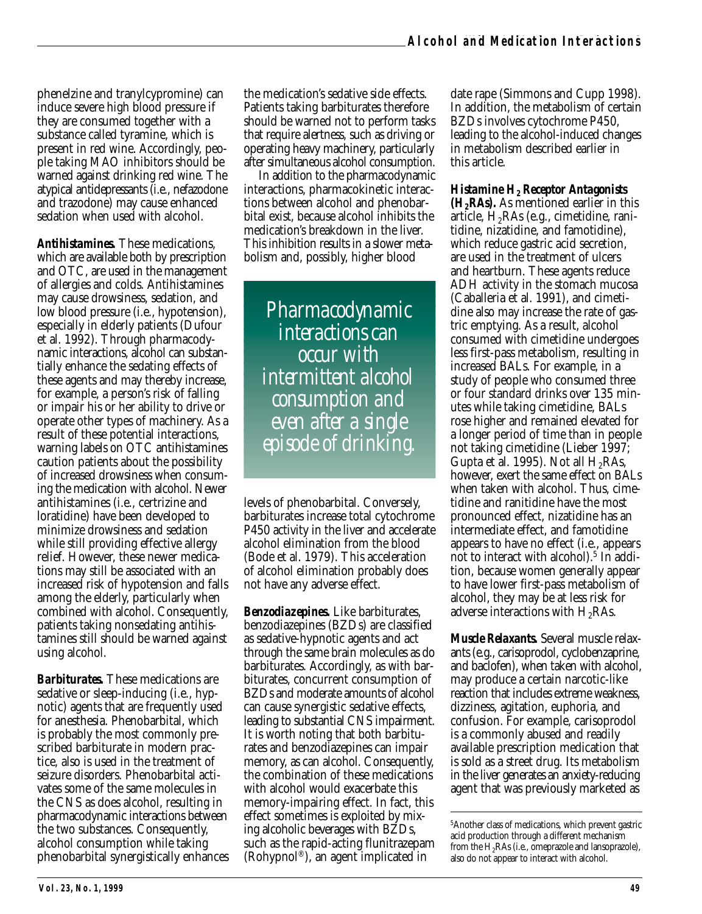phenelzine and tranylcypromine) can induce severe high blood pressure if they are consumed together with a substance called tyramine, which is present in red wine. Accordingly, people taking MAO inhibitors should be warned against drinking red wine. The atypical antidepressants (i.e., nefazodone and trazodone) may cause enhanced sedation when used with alcohol.

***Antihistamines.*** These medications, which are available both by prescription and OTC, are used in the management of allergies and colds. Antihistamines may cause drowsiness, sedation, and low blood pressure (i.e., hypotension), especially in elderly patients (Dufour et al. 1992). Through pharmacodynamic interactions, alcohol can substantially enhance the sedating effects of these agents and may thereby increase, for example, a person's risk of falling or impair his or her ability to drive or operate other types of machinery. As a result of these potential interactions, warning labels on OTC antihistamines caution patients about the possibility of increased drowsiness when consuming the medication with alcohol. Newer antihistamines (i.e., certrizine and loratidine) have been developed to minimize drowsiness and sedation while still providing effective allergy relief. However, these newer medications may still be associated with an increased risk of hypotension and falls among the elderly, particularly when combined with alcohol. Consequently, patients taking nonsedating antihistamines still should be warned against using alcohol.

***Barbiturates.*** These medications are sedative or sleep-inducing (i.e., hypnotic) agents that are frequently used for anesthesia. Phenobarbital, which is probably the most commonly prescribed barbiturate in modern practice, also is used in the treatment of seizure disorders. Phenobarbital activates some of the same molecules in the CNS as does alcohol, resulting in pharmacodynamic interactions between the two substances. Consequently, alcohol consumption while taking phenobarbital synergistically enhances the medication's sedative side effects. Patients taking barbiturates therefore should be warned not to perform tasks that require alertness, such as driving or operating heavy machinery, particularly after simultaneous alcohol consumption.

In addition to the pharmacodynamic interactions, pharmacokinetic interactions between alcohol and phenobarbital exist, because alcohol inhibits the medication's breakdown in the liver. This inhibition results in a slower metabolism and, possibly, higher blood levels of phenobarbital. Conversely, barbiturates increase total cytochrome P450 activity in the liver and accelerate alcohol elimination from the blood (Bode et al. 1979). This acceleration of alcohol elimination probably does not have any adverse effect.

*Pharmacodynamic interactions can occur with intermittent alcohol consumption and even after a single episode of drinking.*

***Benzodiazepines.*** Like barbiturates, benzodiazepines (BZDs) are classified as sedative-hypnotic agents and act through the same brain molecules as do barbiturates. Accordingly, as with barbiturates, concurrent consumption of BZDs and moderate amounts of alcohol can cause synergistic sedative effects, leading to substantial CNS impairment. It is worth noting that both barbiturates and benzodiazepines can impair memory, as can alcohol. Consequently, the combination of these medications with alcohol would exacerbate this memory-impairing effect. In fact, this effect sometimes is exploited by mixing alcoholic beverages with BZDs, such as the rapid-acting flunitrazepam (Rohypnol®), an agent implicated in date rape (Simmons and Cupp 1998). In addition, the metabolism of certain BZDs involves cytochrome P450, leading to the alcohol-induced changes in metabolism described earlier in this article.

***Histamine $H_2$ Receptor Antagonists ($H_2$RAs).*** As mentioned earlier in this article, $H_2$RAs (e.g., cimetidine, ranitidine, nizatidine, and famotidine), which reduce gastric acid secretion, are used in the treatment of ulcers and heartburn. These agents reduce ADH activity in the stomach mucosa (Caballeria et al. 1991), and cimetidine also may increase the rate of gastric emptying. As a result, alcohol consumed with cimetidine undergoes less first-pass metabolism, resulting in increased BALs. For example, in a study of people who consumed three or four standard drinks over 135 minutes while taking cimetidine, BALs rose higher and remained elevated for a longer period of time than in people not taking cimetidine (Lieber 1997; Gupta et al. 1995). Not all $H_2$RAs, however, exert the same effect on BALs when taken with alcohol. Thus, cimetidine and ranitidine have the most pronounced effect, nizatidine has an intermediate effect, and famotidine appears to have no effect (i.e., appears not to interact with alcohol).[5] In addition, because women generally appear to have lower first-pass metabolism of alcohol, they may be at less risk for adverse interactions with $H_2$RAs.

***Muscle Relaxants.*** Several muscle relaxants (e.g., carisoprodol, cyclobenzaprine, and baclofen), when taken with alcohol, may produce a certain narcotic-like reaction that includes extreme weakness, dizziness, agitation, euphoria, and confusion. For example, carisoprodol is a commonly abused and readily available prescription medication that is sold as a street drug. Its metabolism in the liver generates an anxiety-reducing agent that was previously marketed as

[5]Another class of medications, which prevent gastric acid production through a different mechanism from the $H_2$RAs (i.e., omeprazole and lansoprazole), also do not appear to interact with alcohol.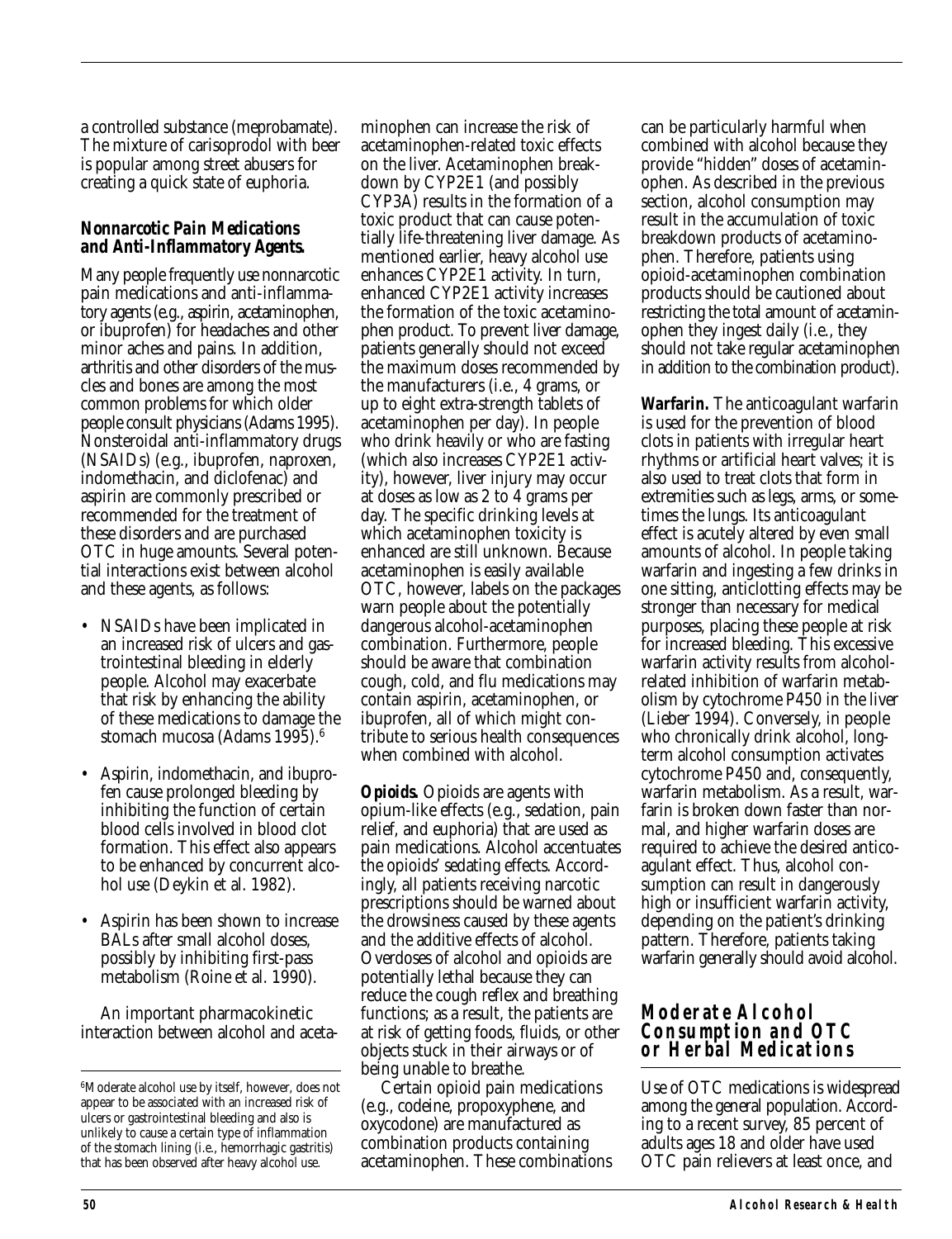a controlled substance (meprobamate). The mixture of carisoprodol with beer is popular among street abusers for creating a quick state of euphoria.

***Nonnarcotic Pain Medications and Anti-Inflammatory Agents.*** Many people frequently use nonnarcotic pain medications and anti-inflammatory agents (e.g., aspirin, acetaminophen, or ibuprofen) for headaches and other minor aches and pains. In addition, arthritis and other disorders of the muscles and bones are among the most common problems for which older people consult physicians (Adams 1995). Nonsteroidal anti-inflammatory drugs (NSAIDs) (e.g., ibuprofen, naproxen, indomethacin, and diclofenac) and aspirin are commonly prescribed or recommended for the treatment of these disorders and are purchased OTC in huge amounts. Several potential interactions exist between alcohol and these agents, as follows:

- NSAIDs have been implicated in an increased risk of ulcers and gastrointestinal bleeding in elderly people. Alcohol may exacerbate that risk by enhancing the ability of these medications to damage the stomach mucosa (Adams 1995).[6]
- Aspirin, indomethacin, and ibuprofen cause prolonged bleeding by inhibiting the function of certain blood cells involved in blood clot formation. This effect also appears to be enhanced by concurrent alcohol use (Deykin et al. 1982).
- Aspirin has been shown to increase BALs after small alcohol doses, possibly by inhibiting first-pass metabolism (Roine et al. 1990).

An important pharmacokinetic interaction between alcohol and acetaminophen can increase the risk of acetaminophen-related toxic effects on the liver. Acetaminophen breakdown by CYP2E1 (and possibly CYP3A) results in the formation of a toxic product that can cause potentially life-threatening liver damage. As mentioned earlier, heavy alcohol use enhances CYP2E1 activity. In turn, enhanced CYP2E1 activity increases the formation of the toxic acetaminophen product. To prevent liver damage, patients generally should not exceed the maximum doses recommended by the manufacturers (i.e., 4 grams, or up to eight extra-strength tablets of acetaminophen per day). In people who drink heavily or who are fasting (which also increases CYP2E1 activity), however, liver injury may occur at doses as low as 2 to 4 grams per day. The specific drinking levels at which acetaminophen toxicity is enhanced are still unknown. Because acetaminophen is easily available OTC, however, labels on the packages warn people about the potentially dangerous alcohol-acetaminophen combination. Furthermore, people should be aware that combination cough, cold, and flu medications may contain aspirin, acetaminophen, or ibuprofen, all of which might contribute to serious health consequences when combined with alcohol.

***Opioids.*** Opioids are agents with opium-like effects (e.g., sedation, pain relief, and euphoria) that are used as pain medications. Alcohol accentuates the opioids' sedating effects. Accordingly, all patients receiving narcotic prescriptions should be warned about the drowsiness caused by these agents and the additive effects of alcohol. Overdoses of alcohol and opioids are potentially lethal because they can reduce the cough reflex and breathing functions; as a result, the patients are at risk of getting foods, fluids, or other objects stuck in their airways or of being unable to breathe.

Certain opioid pain medications (e.g., codeine, propoxyphene, and oxycodone) are manufactured as combination products containing acetaminophen. These combinations can be particularly harmful when combined with alcohol because they provide "hidden" doses of acetaminophen. As described in the previous section, alcohol consumption may result in the accumulation of toxic breakdown products of acetaminophen. Therefore, patients using opioid-acetaminophen combination products should be cautioned about restricting the total amount of acetaminophen they ingest daily (i.e., they should not take regular acetaminophen in addition to the combination product).

**Warfarin.** The anticoagulant warfarin is used for the prevention of blood clots in patients with irregular heart rhythms or artificial heart valves; it is also used to treat clots that form in extremities such as legs, arms, or sometimes the lungs. Its anticoagulant effect is acutely altered by even small amounts of alcohol. In people taking warfarin and ingesting a few drinks in one sitting, anticlotting effects may be stronger than necessary for medical purposes, placing these people at risk for increased bleeding. This excessive warfarin activity results from alcohol-related inhibition of warfarin metabolism by cytochrome P450 in the liver (Lieber 1994). Conversely, in people who chronically drink alcohol, long-term alcohol consumption activates cytochrome P450 and, consequently, warfarin metabolism. As a result, warfarin is broken down faster than normal, and higher warfarin doses are required to achieve the desired anticoagulant effect. Thus, alcohol consumption can result in dangerously high or insufficient warfarin activity, depending on the patient's drinking pattern. Therefore, patients taking warfarin generally should avoid alcohol.

## Moderate Alcohol Consumption and OTC or Herbal Medications

Use of OTC medications is widespread among the general population. According to a recent survey, 85 percent of adults ages 18 and older have used OTC pain relievers at least once, and

[6] Moderate alcohol use by itself, however, does not appear to be associated with an increased risk of ulcers or gastrointestinal bleeding and also is unlikely to cause a certain type of inflammation of the stomach lining (i.e., hemorrhagic gastritis) that has been observed after heavy alcohol use.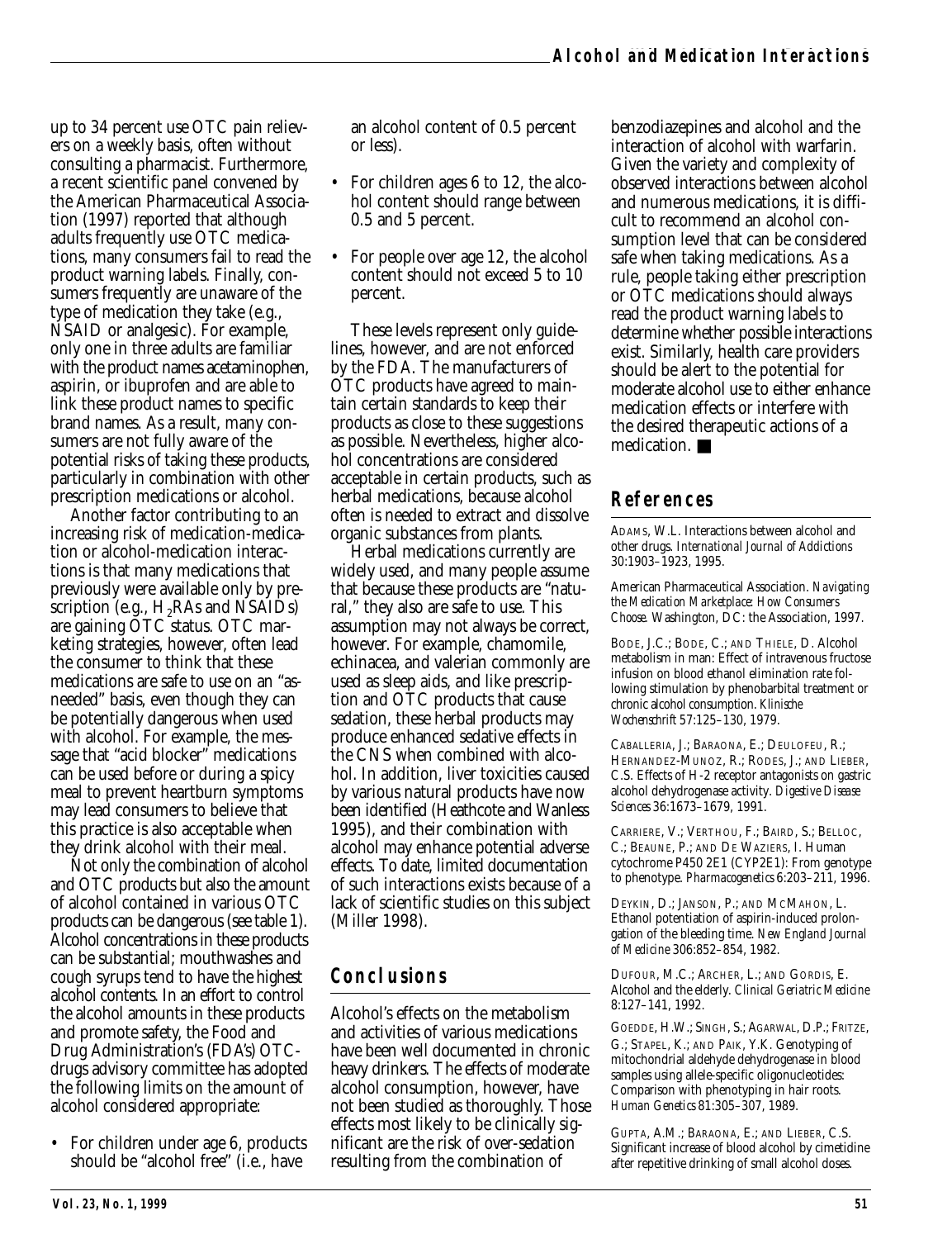up to 34 percent use OTC pain relievers on a weekly basis, often without consulting a pharmacist. Furthermore, a recent scientific panel convened by the American Pharmaceutical Association (1997) reported that although adults frequently use OTC medications, many consumers fail to read the product warning labels. Finally, consumers frequently are unaware of the type of medication they take (e.g., NSAID or analgesic). For example, only one in three adults are familiar with the product names acetaminophen, aspirin, or ibuprofen and are able to link these product names to specific brand names. As a result, many consumers are not fully aware of the potential risks of taking these products, particularly in combination with other prescription medications or alcohol.

Another factor contributing to an increasing risk of medication-medication or alcohol-medication interactions is that many medications that previously were available only by prescription (e.g., $H_2$RAs and NSAIDs) are gaining OTC status. OTC marketing strategies, however, often lead the consumer to think that these medications are safe to use on an "as-needed" basis, even though they can be potentially dangerous when used with alcohol. For example, the message that "acid blocker" medications can be used before or during a spicy meal to prevent heartburn symptoms may lead consumers to believe that this practice is also acceptable when they drink alcohol with their meal.

Not only the combination of alcohol and OTC products but also the amount of alcohol contained in various OTC products can be dangerous (see table 1). Alcohol concentrations in these products can be substantial; mouthwashes and cough syrups tend to have the highest alcohol contents. In an effort to control the alcohol amounts in these products and promote safety, the Food and Drug Administration's (FDA's) OTC-drugs advisory committee has adopted the following limits on the amount of alcohol considered appropriate:

- For children under age 6, products should be "alcohol free" (i.e., have an alcohol content of 0.5 percent or less).
- For children ages 6 to 12, the alcohol content should range between 0.5 and 5 percent.
- For people over age 12, the alcohol content should not exceed 5 to 10 percent.

These levels represent only guidelines, however, and are not enforced by the FDA. The manufacturers of OTC products have agreed to maintain certain standards to keep their products as close to these suggestions as possible. Nevertheless, higher alcohol concentrations are considered acceptable in certain products, such as herbal medications, because alcohol often is needed to extract and dissolve organic substances from plants.

Herbal medications currently are widely used, and many people assume that because these products are "natural," they also are safe to use. This assumption may not always be correct, however. For example, chamomile, echinacea, and valerian commonly are used as sleep aids, and like prescription and OTC products that cause sedation, these herbal products may produce enhanced sedative effects in the CNS when combined with alcohol. In addition, liver toxicities caused by various natural products have now been identified (Heathcote and Wanless 1995), and their combination with alcohol may enhance potential adverse effects. To date, limited documentation of such interactions exists because of a lack of scientific studies on this subject (Miller 1998).

## Conclusions

Alcohol's effects on the metabolism and activities of various medications have been well documented in chronic heavy drinkers. The effects of moderate alcohol consumption, however, have not been studied as thoroughly. Those effects most likely to be clinically significant are the risk of over-sedation resulting from the combination of benzodiazepines and alcohol and the interaction of alcohol with warfarin. Given the variety and complexity of observed interactions between alcohol and numerous medications, it is difficult to recommend an alcohol consumption level that can be considered safe when taking medications. As a rule, people taking either prescription or OTC medications should always read the product warning labels to determine whether possible interactions exist. Similarly, health care providers should be alert to the potential for moderate alcohol use to either enhance medication effects or interfere with the desired therapeutic actions of a medication. ■

## References

Adams, W.L. Interactions between alcohol and other drugs. *International Journal of Addictions* 30:1903–1923, 1995.

American Pharmaceutical Association. *Navigating the Medication Marketplace: How Consumers Choose.* Washington, DC: the Association, 1997.

Bode, J.C.; Bode, C.; and Thiele, D. Alcohol metabolism in man: Effect of intravenous fructose infusion on blood ethanol elimination rate following stimulation by phenobarbital treatment or chronic alcohol consumption. *Klinische Wochenschrift* 57:125–130, 1979.

Caballeria, J.; Baraona, E.; Deulofeu, R.; Hernandez-Munoz, R.; Rodes, J.; and Lieber, C.S. Effects of H-2 receptor antagonists on gastric alcohol dehydrogenase activity. *Digestive Disease Sciences* 36:1673–1679, 1991.

Carriere, V.; Verthou, F.; Baird, S.; Belloc, C.; Beaune, P.; and De Waziers, I. Human cytochrome P450 2E1 (CYP2E1): From genotype to phenotype. *Pharmacogenetics* 6:203–211, 1996.

Deykin, D.; Janson, P.; and McMahon, L. Ethanol potentiation of aspirin-induced prolongation of the bleeding time. *New England Journal of Medicine* 306:852–854, 1982.

Dufour, M.C.; Archer, L.; and Gordis, E. Alcohol and the elderly. *Clinical Geriatric Medicine* 8:127–141, 1992.

Goedde, H.W.; Singh, S.; Agarwal, D.P.; Fritze, G.; Stapel, K.; and Paik, Y.K. Genotyping of mitochondrial aldehyde dehydrogenase in blood samples using allele-specific oligonucleotides: Comparison with phenotyping in hair roots. *Human Genetics* 81:305–307, 1989.

Gupta, A.M.; Baraona, E.; and Lieber, C.S. Significant increase of blood alcohol by cimetidine after repetitive drinking of small alcohol doses.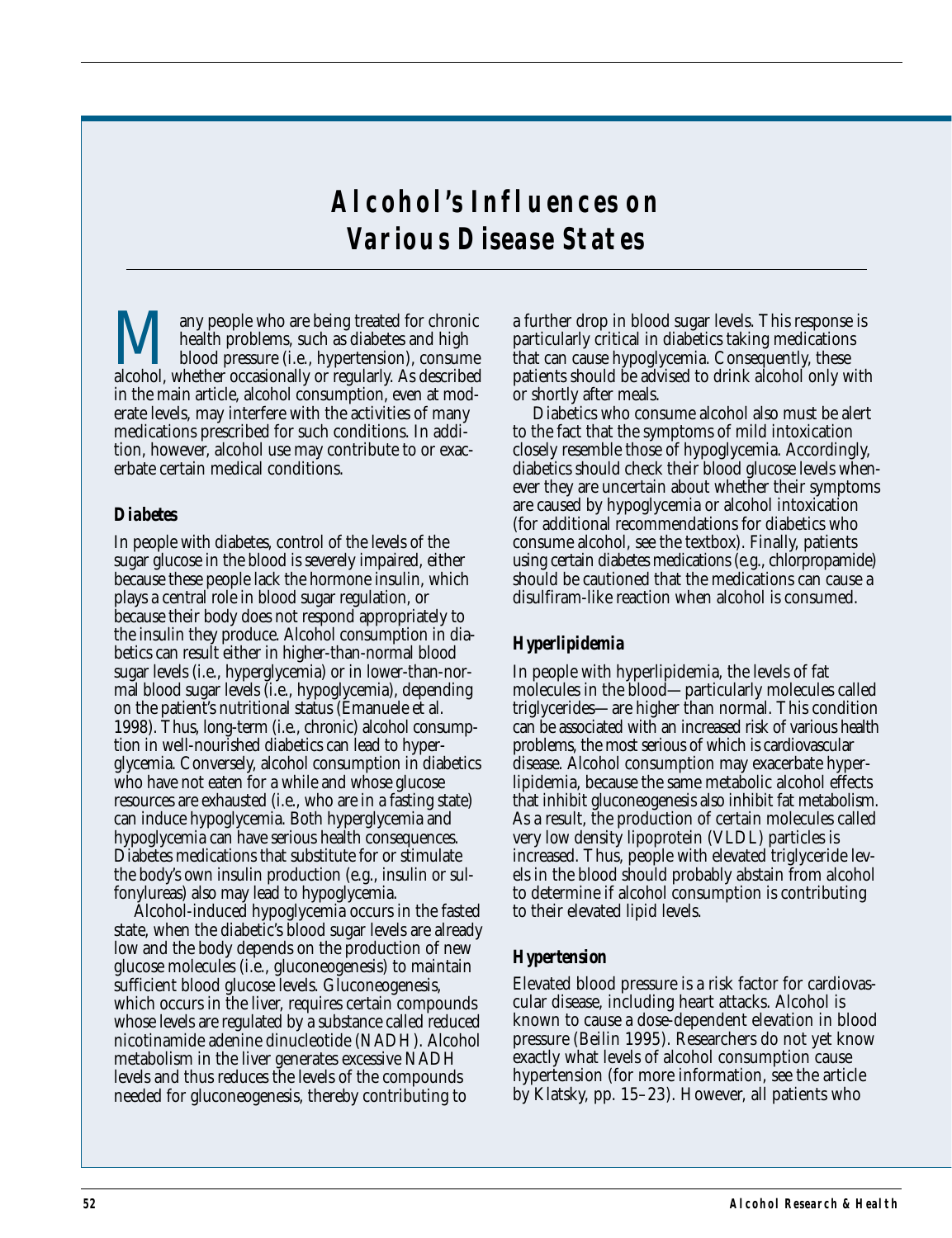# Alcohol's Influences on Various Disease States

Many people who are being treated for chronic health problems, such as diabetes and high blood pressure (i.e., hypertension), consume alcohol, whether occasionally or regularly. As described in the main article, alcohol consumption, even at moderate levels, may interfere with the activities of many medications prescribed for such conditions. In addition, however, alcohol use may contribute to or exacerbate certain medical conditions.

### Diabetes

In people with diabetes, control of the levels of the sugar glucose in the blood is severely impaired, either because these people lack the hormone insulin, which plays a central role in blood sugar regulation, or because their body does not respond appropriately to the insulin they produce. Alcohol consumption in diabetics can result either in higher-than-normal blood sugar levels (i.e., hyperglycemia) or in lower-than-normal blood sugar levels (i.e., hypoglycemia), depending on the patient's nutritional status (Emanuele et al. 1998). Thus, long-term (i.e., chronic) alcohol consumption in well-nourished diabetics can lead to hyperglycemia. Conversely, alcohol consumption in diabetics who have not eaten for a while and whose glucose resources are exhausted (i.e., who are in a fasting state) can induce hypoglycemia. Both hyperglycemia and hypoglycemia can have serious health consequences. Diabetes medications that substitute for or stimulate the body's own insulin production (e.g., insulin or sulfonylureas) also may lead to hypoglycemia.

Alcohol-induced hypoglycemia occurs in the fasted state, when the diabetic's blood sugar levels are already low and the body depends on the production of new glucose molecules (i.e., gluconeogenesis) to maintain sufficient blood glucose levels. Gluconeogenesis, which occurs in the liver, requires certain compounds whose levels are regulated by a substance called reduced nicotinamide adenine dinucleotide (NADH). Alcohol metabolism in the liver generates excessive NADH levels and thus reduces the levels of the compounds needed for gluconeogenesis, thereby contributing to a further drop in blood sugar levels. This response is particularly critical in diabetics taking medications that can cause hypoglycemia. Consequently, these patients should be advised to drink alcohol only with or shortly after meals.

Diabetics who consume alcohol also must be alert to the fact that the symptoms of mild intoxication closely resemble those of hypoglycemia. Accordingly, diabetics should check their blood glucose levels whenever they are uncertain about whether their symptoms are caused by hypoglycemia or alcohol intoxication (for additional recommendations for diabetics who consume alcohol, see the textbox). Finally, patients using certain diabetes medications (e.g., chlorpropamide) should be cautioned that the medications can cause a disulfiram-like reaction when alcohol is consumed.

### Hyperlipidemia

In people with hyperlipidemia, the levels of fat molecules in the blood—particularly molecules called triglycerides—are higher than normal. This condition can be associated with an increased risk of various health problems, the most serious of which is cardiovascular disease. Alcohol consumption may exacerbate hyperlipidemia, because the same metabolic alcohol effects that inhibit gluconeogenesis also inhibit fat metabolism. As a result, the production of certain molecules called very low density lipoprotein (VLDL) particles is increased. Thus, people with elevated triglyceride levels in the blood should probably abstain from alcohol to determine if alcohol consumption is contributing to their elevated lipid levels.

### Hypertension

Elevated blood pressure is a risk factor for cardiovascular disease, including heart attacks. Alcohol is known to cause a dose-dependent elevation in blood pressure (Beilin 1995). Researchers do not yet know exactly what levels of alcohol consumption cause hypertension (for more information, see the article by Klatsky, pp. 15–23). However, all patients who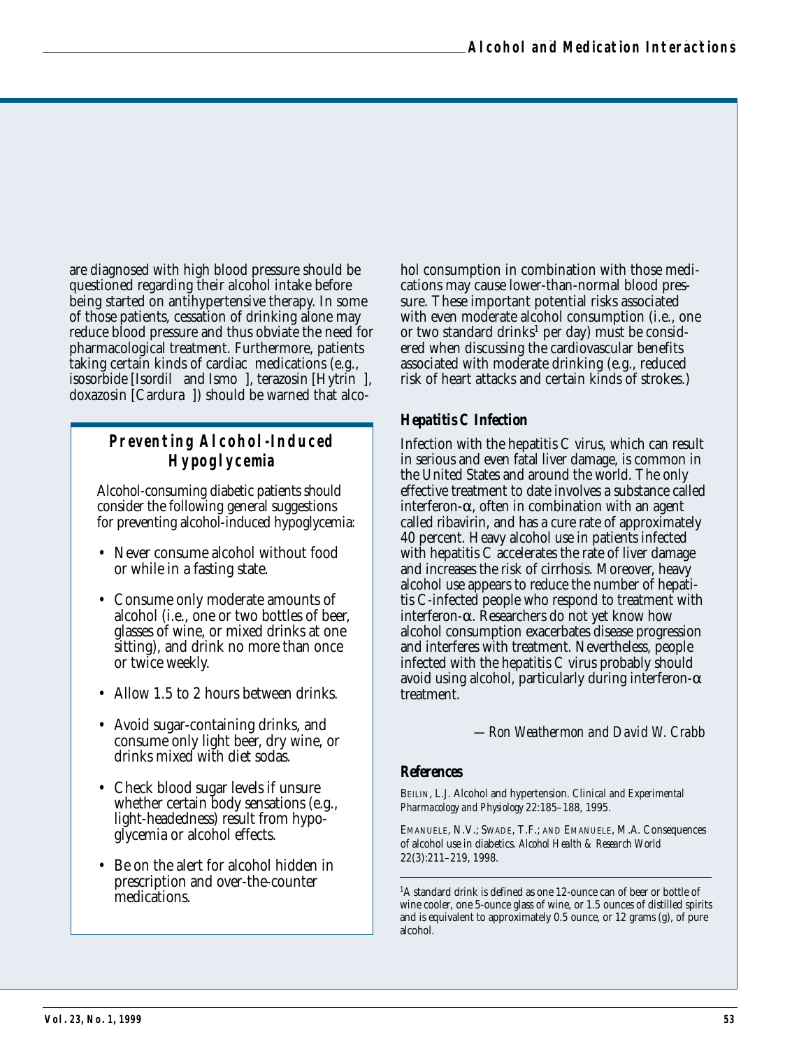are diagnosed with high blood pressure should be questioned regarding their alcohol intake before being started on antihypertensive therapy. In some of those patients, cessation of drinking alone may reduce blood pressure and thus obviate the need for pharmacological treatment. Furthermore, patients taking certain kinds of cardiac medications (e.g., isosorbide [Isordil and Ismo], terazosin [Hytrin], doxazosin [Cardura]) should be warned that alcohol consumption in combination with those medications may cause lower-than-normal blood pressure. These important potential risks associated with even moderate alcohol consumption (i.e., one or two standard drinks[1] per day) must be considered when discussing the cardiovascular benefits associated with moderate drinking (e.g., reduced risk of heart attacks and certain kinds of strokes.)

## Preventing Alcohol-Induced Hypoglycemia

Alcohol-consuming diabetic patients should consider the following general suggestions for preventing alcohol-induced hypoglycemia:

- Never consume alcohol without food or while in a fasting state.
- Consume only moderate amounts of alcohol (i.e., one or two bottles of beer, glasses of wine, or mixed drinks at one sitting), and drink no more than once or twice weekly.
- Allow 1.5 to 2 hours between drinks.
- Avoid sugar-containing drinks, and consume only light beer, dry wine, or drinks mixed with diet sodas.
- Check blood sugar levels if unsure whether certain body sensations (e.g., light-headedness) result from hypoglycemia or alcohol effects.
- Be on the alert for alcohol hidden in prescription and over-the-counter medications.

### Hepatitis C Infection

Infection with the hepatitis C virus, which can result in serious and even fatal liver damage, is common in the United States and around the world. The only effective treatment to date involves a substance called interferon-α, often in combination with an agent called ribavirin, and has a cure rate of approximately 40 percent. Heavy alcohol use in patients infected with hepatitis C accelerates the rate of liver damage and increases the risk of cirrhosis. Moreover, heavy alcohol use appears to reduce the number of hepatitis C-infected people who respond to treatment with interferon-α. Researchers do not yet know how alcohol consumption exacerbates disease progression and interferes with treatment. Nevertheless, people infected with the hepatitis C virus probably should avoid using alcohol, particularly during interferon-α treatment.

*—Ron Weathermon and David W. Crabb*

### References

BEILIN, L.J. Alcohol and hypertension. *Clinical and Experimental Pharmacology and Physiology* 22:185–188, 1995.

EMANUELE, N.V.; SWADE, T.F.; AND EMANUELE, M.A. Consequences of alcohol use in diabetics. *Alcohol Health & Research World* 22(3):211–219, 1998.

---

[1] A standard drink is defined as one 12-ounce can of beer or bottle of wine cooler, one 5-ounce glass of wine, or 1.5 ounces of distilled spirits and is equivalent to approximately 0.5 ounce, or 12 grams (g), of pure alcohol.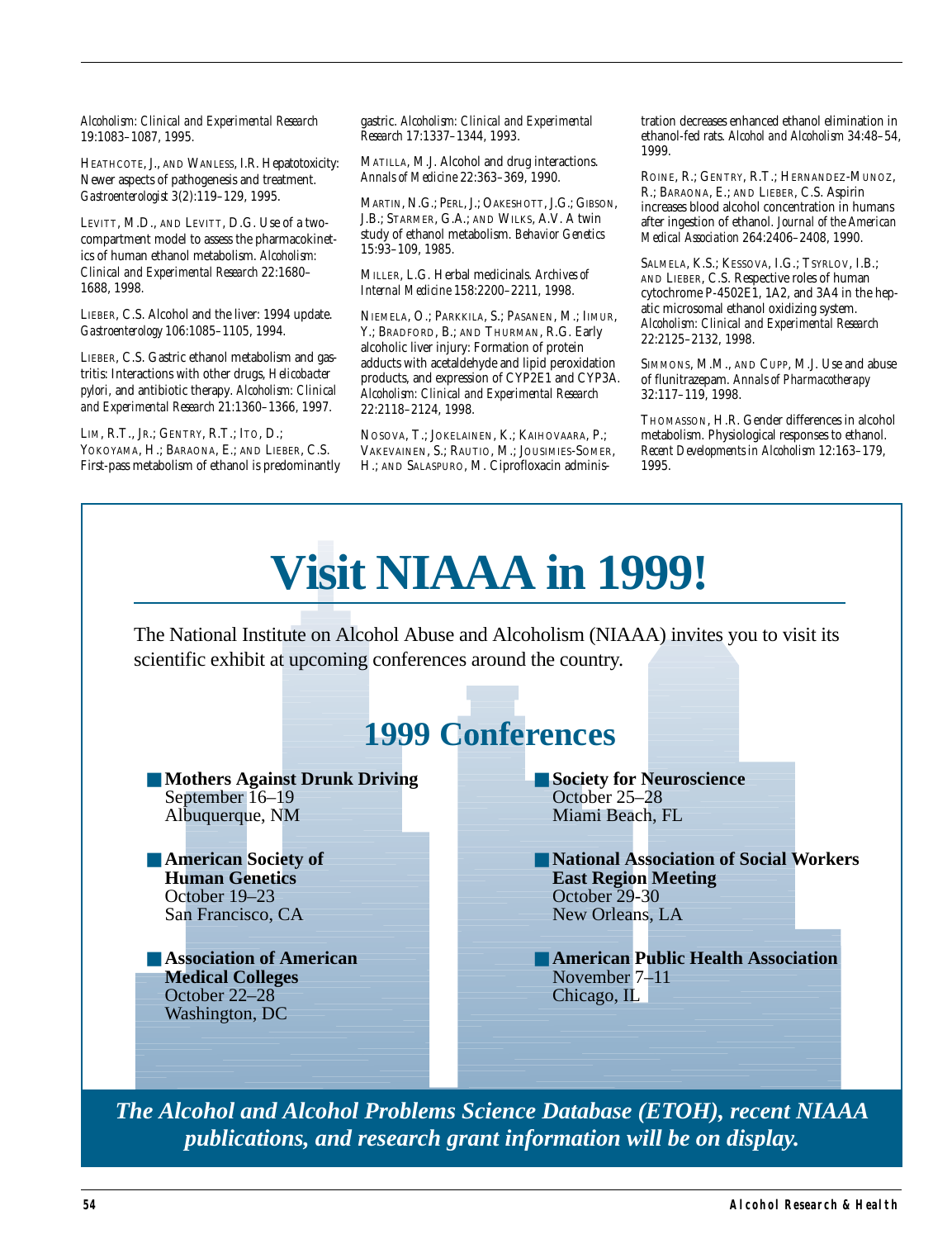*Alcoholism: Clinical and Experimental Research* 19:1083–1087, 1995.

HEATHCOTE, J., AND WANLESS, I.R. Hepatotoxicity: Newer aspects of pathogenesis and treatment. *Gastroenterologist* 3(2):119–129, 1995.

LEVITT, M.D., AND LEVITT, D.G. Use of a two-compartment model to assess the pharmacokinetics of human ethanol metabolism. *Alcoholism: Clinical and Experimental Research* 22:1680–1688, 1998.

LIEBER, C.S. Alcohol and the liver: 1994 update. *Gastroenterology* 106:1085–1105, 1994.

LIEBER, C.S. Gastric ethanol metabolism and gastritis: Interactions with other drugs, *Helicobacter pylori*, and antibiotic therapy. *Alcoholism: Clinical and Experimental Research* 21:1360–1366, 1997.

LIM, R.T., JR.; GENTRY, R.T.; ITO, D.; YOKOYAMA, H.; BARAONA, E.; AND LIEBER, C.S. First-pass metabolism of ethanol is predominantly gastric. *Alcoholism: Clinical and Experimental Research* 17:1337–1344, 1993.

MATILLA, M.J. Alcohol and drug interactions. *Annals of Medicine* 22:363–369, 1990.

MARTIN, N.G.; PERL, J.; OAKESHOTT, J.G.; GIBSON, J.B.; STARMER, G.A.; AND WILKS, A.V. A twin study of ethanol metabolism. *Behavior Genetics* 15:93–109, 1985.

MILLER, L.G. Herbal medicinals. *Archives of Internal Medicine* 158:2200–2211, 1998.

NIEMELA, O.; PARKKILA, S.; PASANEN, M.; IIMUR, Y.; BRADFORD, B.; AND THURMAN, R.G. Early alcoholic liver injury: Formation of protein adducts with acetaldehyde and lipid peroxidation products, and expression of CYP2E1 and CYP3A. *Alcoholism: Clinical and Experimental Research* 22:2118–2124, 1998.

NOSOVA, T.; JOKELAINEN, K.; KAIHOVAARA, P.; VAKEVAINEN, S.; RAUTIO, M.; JOUSIMIES-SOMER, H.; AND SALASPURO, M. Ciprofloxacin administration decreases enhanced ethanol elimination in ethanol-fed rats. *Alcohol and Alcoholism* 34:48–54, 1999.

ROINE, R.; GENTRY, R.T.; HERNANDEZ-MUNOZ, R.; BARAONA, E.; AND LIEBER, C.S. Aspirin increases blood alcohol concentration in humans after ingestion of ethanol. *Journal of the American Medical Association* 264:2406–2408, 1990.

SALMELA, K.S.; KESSOVA, I.G.; TSYRLOV, I.B.; AND LIEBER, C.S. Respective roles of human cytochrome P-4502E1, 1A2, and 3A4 in the hepatic microsomal ethanol oxidizing system. *Alcoholism: Clinical and Experimental Research* 22:2125–2132, 1998.

SIMMONS, M.M., AND CUPP, M.J. Use and abuse of flunitrazepam. *Annals of Pharmacotherapy* 32:117–119, 1998.

THOMASSON, H.R. Gender differences in alcohol metabolism. Physiological responses to ethanol. *Recent Developments in Alcoholism* 12:163–179, 1995.

# Visit NIAAA in 1999!

The National Institute on Alcohol Abuse and Alcoholism (NIAAA) invites you to visit its scientific exhibit at upcoming conferences around the country.

## 1999 Conferences

- **Mothers Against Drunk Driving**
  September 16–19
  Albuquerque, NM

- **American Society of Human Genetics**
  October 19–23
  San Francisco, CA

- **Association of American Medical Colleges**
  October 22–28
  Washington, DC

- **Society for Neuroscience**
  October 25–28
  Miami Beach, FL

- **National Association of Social Workers East Region Meeting**
  October 29-30
  New Orleans, LA

- **American Public Health Association**
  November 7–11
  Chicago, IL

***The Alcohol and Alcohol Problems Science Database (ETOH), recent NIAAA publications, and research grant information will be on display.***